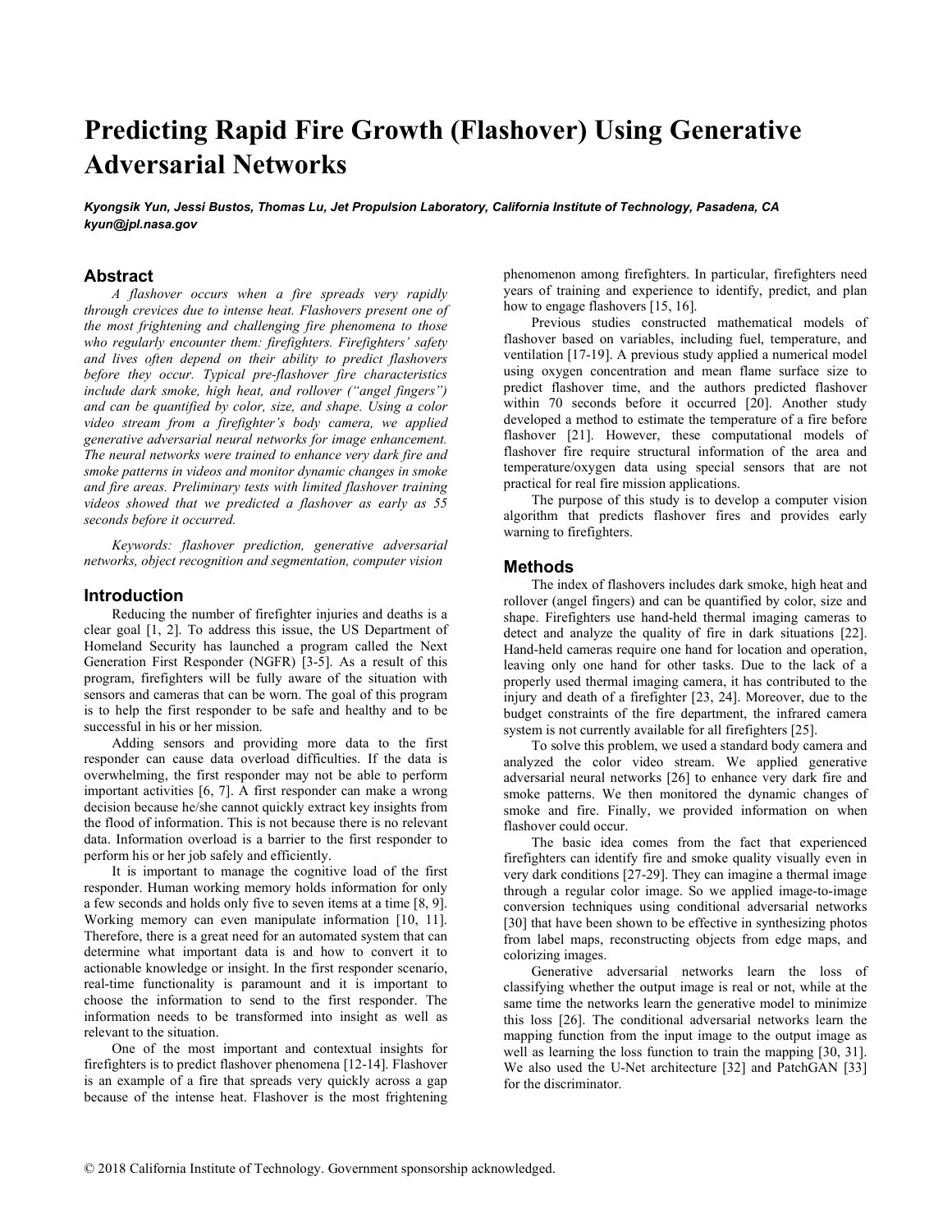# Predicting Rapid Fire Growth (Flashover) Using Generative Adversarial Networks

***Kyongsik Yun, Jessi Bustos, Thomas Lu, Jet Propulsion Laboratory, California Institute of Technology, Pasadena, CA***
***kyun@jpl.nasa.gov***

## Abstract

*A flashover occurs when a fire spreads very rapidly through crevices due to intense heat. Flashovers present one of the most frightening and challenging fire phenomena to those who regularly encounter them: firefighters. Firefighters' safety and lives often depend on their ability to predict flashovers before they occur. Typical pre-flashover fire characteristics include dark smoke, high heat, and rollover ("angel fingers") and can be quantified by color, size, and shape. Using a color video stream from a firefighter's body camera, we applied generative adversarial neural networks for image enhancement. The neural networks were trained to enhance very dark fire and smoke patterns in videos and monitor dynamic changes in smoke and fire areas. Preliminary tests with limited flashover training videos showed that we predicted a flashover as early as 55 seconds before it occurred.*

*Keywords: flashover prediction, generative adversarial networks, object recognition and segmentation, computer vision*

## Introduction

Reducing the number of firefighter injuries and deaths is a clear goal [1, 2]. To address this issue, the US Department of Homeland Security has launched a program called the Next Generation First Responder (NGFR) [3-5]. As a result of this program, firefighters will be fully aware of the situation with sensors and cameras that can be worn. The goal of this program is to help the first responder to be safe and healthy and to be successful in his or her mission.

Adding sensors and providing more data to the first responder can cause data overload difficulties. If the data is overwhelming, the first responder may not be able to perform important activities [6, 7]. A first responder can make a wrong decision because he/she cannot quickly extract key insights from the flood of information. This is not because there is no relevant data. Information overload is a barrier to the first responder to perform his or her job safely and efficiently.

It is important to manage the cognitive load of the first responder. Human working memory holds information for only a few seconds and holds only five to seven items at a time [8, 9]. Working memory can even manipulate information [10, 11]. Therefore, there is a great need for an automated system that can determine what important data is and how to convert it to actionable knowledge or insight. In the first responder scenario, real-time functionality is paramount and it is important to choose the information to send to the first responder. The information needs to be transformed into insight as well as relevant to the situation.

One of the most important and contextual insights for firefighters is to predict flashover phenomena [12-14]. Flashover is an example of a fire that spreads very quickly across a gap because of the intense heat. Flashover is the most frightening phenomenon among firefighters. In particular, firefighters need years of training and experience to identify, predict, and plan how to engage flashovers [15, 16].

Previous studies constructed mathematical models of flashover based on variables, including fuel, temperature, and ventilation [17-19]. A previous study applied a numerical model using oxygen concentration and mean flame surface size to predict flashover time, and the authors predicted flashover within 70 seconds before it occurred [20]. Another study developed a method to estimate the temperature of a fire before flashover [21]. However, these computational models of flashover fire require structural information of the area and temperature/oxygen data using special sensors that are not practical for real fire mission applications.

The purpose of this study is to develop a computer vision algorithm that predicts flashover fires and provides early warning to firefighters.

## Methods

The index of flashovers includes dark smoke, high heat and rollover (angel fingers) and can be quantified by color, size and shape. Firefighters use hand-held thermal imaging cameras to detect and analyze the quality of fire in dark situations [22]. Hand-held cameras require one hand for location and operation, leaving only one hand for other tasks. Due to the lack of a properly used thermal imaging camera, it has contributed to the injury and death of a firefighter [23, 24]. Moreover, due to the budget constraints of the fire department, the infrared camera system is not currently available for all firefighters [25].

To solve this problem, we used a standard body camera and analyzed the color video stream. We applied generative adversarial neural networks [26] to enhance very dark fire and smoke patterns. We then monitored the dynamic changes of smoke and fire. Finally, we provided information on when flashover could occur.

The basic idea comes from the fact that experienced firefighters can identify fire and smoke quality visually even in very dark conditions [27-29]. They can imagine a thermal image through a regular color image. So we applied image-to-image conversion techniques using conditional adversarial networks [30] that have been shown to be effective in synthesizing photos from label maps, reconstructing objects from edge maps, and colorizing images.

Generative adversarial networks learn the loss of classifying whether the output image is real or not, while at the same time the networks learn the generative model to minimize this loss [26]. The conditional adversarial networks learn the mapping function from the input image to the output image as well as learning the loss function to train the mapping [30, 31]. We also used the U-Net architecture [32] and PatchGAN [33] for the discriminator.

© 2018 California Institute of Technology. Government sponsorship acknowledged.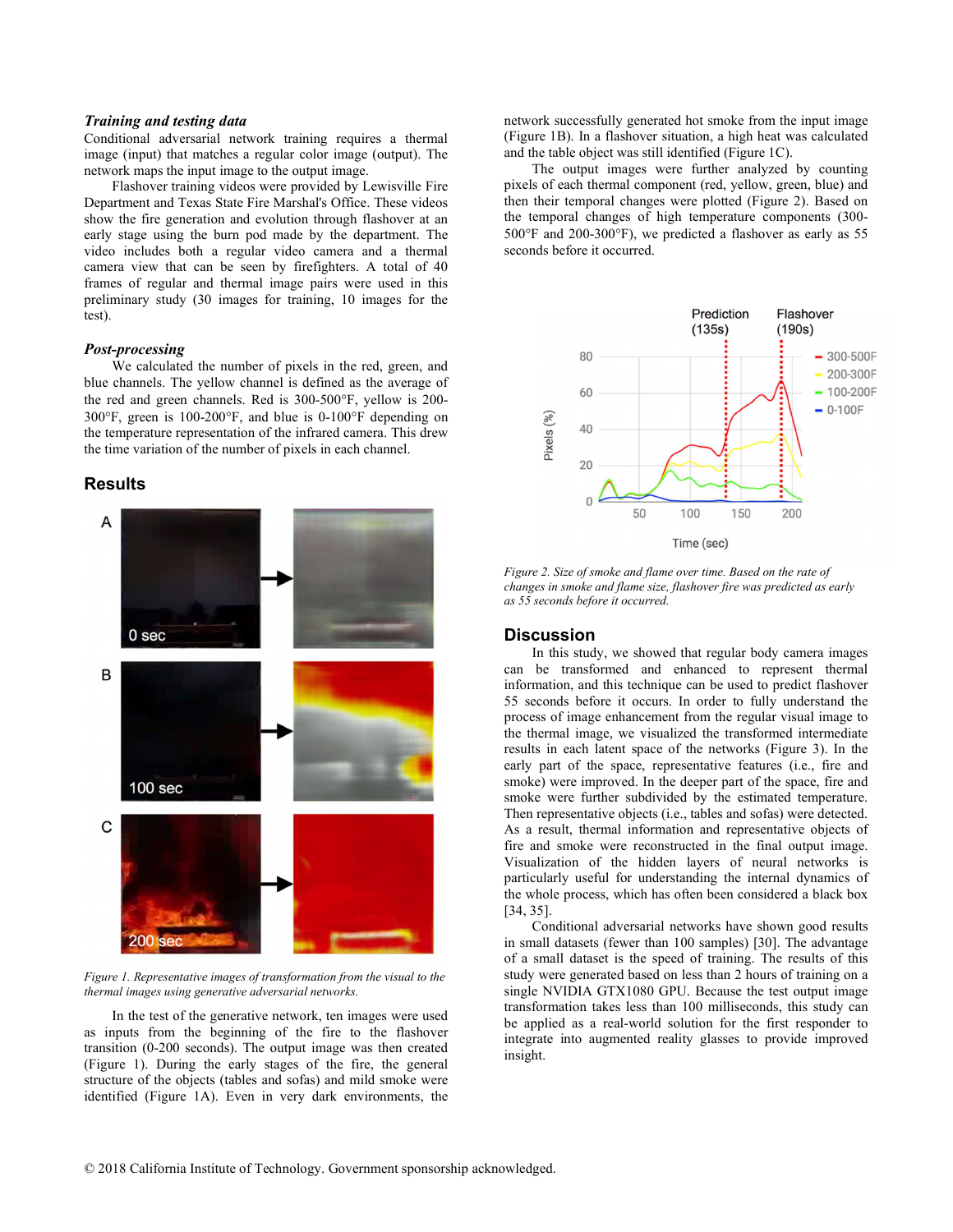### *Training and testing data*

Conditional adversarial network training requires a thermal image (input) that matches a regular color image (output). The network maps the input image to the output image.

Flashover training videos were provided by Lewisville Fire Department and Texas State Fire Marshal's Office. These videos show the fire generation and evolution through flashover at an early stage using the burn pod made by the department. The video includes both a regular video camera and a thermal camera view that can be seen by firefighters. A total of 40 frames of regular and thermal image pairs were used in this preliminary study (30 images for training, 10 images for the test).

### *Post-processing*

We calculated the number of pixels in the red, green, and blue channels. The yellow channel is defined as the average of the red and green channels. Red is 300-500°F, yellow is 200-300°F, green is 100-200°F, and blue is 0-100°F depending on the temperature representation of the infrared camera. This drew the time variation of the number of pixels in each channel.

## Results

*Figure 1. Representative images of transformation from the visual to the thermal images using generative adversarial networks.*

In the test of the generative network, ten images were used as inputs from the beginning of the fire to the flashover transition (0-200 seconds). The output image was then created (Figure 1). During the early stages of the fire, the general structure of the objects (tables and sofas) and mild smoke were identified (Figure 1A). Even in very dark environments, the network successfully generated hot smoke from the input image (Figure 1B). In a flashover situation, a high heat was calculated and the table object was still identified (Figure 1C).

The output images were further analyzed by counting pixels of each thermal component (red, yellow, green, blue) and then their temporal changes were plotted (Figure 2). Based on the temporal changes of high temperature components (300-500°F and 200-300°F), we predicted a flashover as early as 55 seconds before it occurred.

*Figure 2. Size of smoke and flame over time. Based on the rate of changes in smoke and flame size, flashover fire was predicted as early as 55 seconds before it occurred.*

## Discussion

In this study, we showed that regular body camera images can be transformed and enhanced to represent thermal information, and this technique can be used to predict flashover 55 seconds before it occurs. In order to fully understand the process of image enhancement from the regular visual image to the thermal image, we visualized the transformed intermediate results in each latent space of the networks (Figure 3). In the early part of the space, representative features (i.e., fire and smoke) were improved. In the deeper part of the space, fire and smoke were further subdivided by the estimated temperature. Then representative objects (i.e., tables and sofas) were detected. As a result, thermal information and representative objects of fire and smoke were reconstructed in the final output image. Visualization of the hidden layers of neural networks is particularly useful for understanding the internal dynamics of the whole process, which has often been considered a black box [34, 35].

Conditional adversarial networks have shown good results in small datasets (fewer than 100 samples) [30]. The advantage of a small dataset is the speed of training. The results of this study were generated based on less than 2 hours of training on a single NVIDIA GTX1080 GPU. Because the test output image transformation takes less than 100 milliseconds, this study can be applied as a real-world solution for the first responder to integrate into augmented reality glasses to provide improved insight.

© 2018 California Institute of Technology. Government sponsorship acknowledged.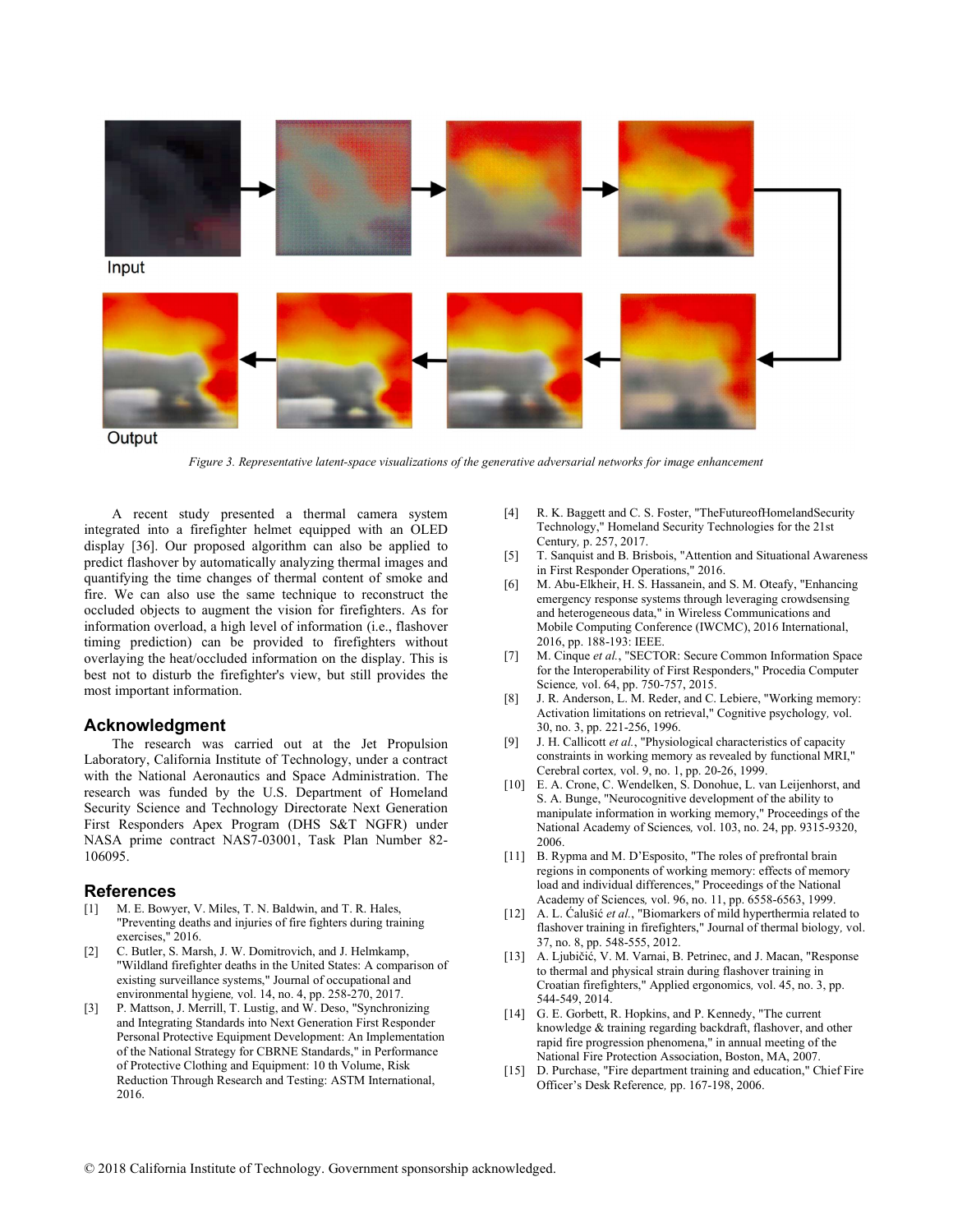Input

Output

*Figure 3. Representative latent-space visualizations of the generative adversarial networks for image enhancement*

A recent study presented a thermal camera system integrated into a firefighter helmet equipped with an OLED display [36]. Our proposed algorithm can also be applied to predict flashover by automatically analyzing thermal images and quantifying the time changes of thermal content of smoke and fire. We can also use the same technique to reconstruct the occluded objects to augment the vision for firefighters. As for information overload, a high level of information (i.e., flashover timing prediction) can be provided to firefighters without overlaying the heat/occluded information on the display. This is best not to disturb the firefighter's view, but still provides the most important information.

## Acknowledgment

The research was carried out at the Jet Propulsion Laboratory, California Institute of Technology, under a contract with the National Aeronautics and Space Administration. The research was funded by the U.S. Department of Homeland Security Science and Technology Directorate Next Generation First Responders Apex Program (DHS S&T NGFR) under NASA prime contract NAS7-03001, Task Plan Number 82-106095.

## References

[1] M. E. Bowyer, V. Miles, T. N. Baldwin, and T. R. Hales, "Preventing deaths and injuries of fire fighters during training exercises," 2016.

[2] C. Butler, S. Marsh, J. W. Domitrovich, and J. Helmkamp, "Wildland firefighter deaths in the United States: A comparison of existing surveillance systems," Journal of occupational and environmental hygiene, vol. 14, no. 4, pp. 258-270, 2017.

[3] P. Mattson, J. Merrill, T. Lustig, and W. Deso, "Synchronizing and Integrating Standards into Next Generation First Responder Personal Protective Equipment Development: An Implementation of the National Strategy for CBRNE Standards," in Performance of Protective Clothing and Equipment: 10 th Volume, Risk Reduction Through Research and Testing: ASTM International, 2016.

[4] R. K. Baggett and C. S. Foster, "TheFutureofHomelandSecurity Technology," Homeland Security Technologies for the 21st Century, p. 257, 2017.

[5] T. Sanquist and B. Brisbois, "Attention and Situational Awareness in First Responder Operations," 2016.

[6] M. Abu-Elkheir, H. S. Hassanein, and S. M. Oteafy, "Enhancing emergency response systems through leveraging crowdsensing and heterogeneous data," in Wireless Communications and Mobile Computing Conference (IWCMC), 2016 International, 2016, pp. 188-193: IEEE.

[7] M. Cinque *et al.*, "SECTOR: Secure Common Information Space for the Interoperability of First Responders," Procedia Computer Science, vol. 64, pp. 750-757, 2015.

[8] J. R. Anderson, L. M. Reder, and C. Lebiere, "Working memory: Activation limitations on retrieval," Cognitive psychology, vol. 30, no. 3, pp. 221-256, 1996.

[9] J. H. Callicott *et al.*, "Physiological characteristics of capacity constraints in working memory as revealed by functional MRI," Cerebral cortex, vol. 9, no. 1, pp. 20-26, 1999.

[10] E. A. Crone, C. Wendelken, S. Donohue, L. van Leijenhorst, and S. A. Bunge, "Neurocognitive development of the ability to manipulate information in working memory," Proceedings of the National Academy of Sciences, vol. 103, no. 24, pp. 9315-9320, 2006.

[11] B. Rypma and M. D'Esposito, "The roles of prefrontal brain regions in components of working memory: effects of memory load and individual differences," Proceedings of the National Academy of Sciences, vol. 96, no. 11, pp. 6558-6563, 1999.

[12] A. L. Ćalušić *et al.*, "Biomarkers of mild hyperthermia related to flashover training in firefighters," Journal of thermal biology, vol. 37, no. 8, pp. 548-555, 2012.

[13] A. Ljubičić, V. M. Varnai, B. Petrinec, and J. Macan, "Response to thermal and physical strain during flashover training in Croatian firefighters," Applied ergonomics, vol. 45, no. 3, pp. 544-549, 2014.

[14] G. E. Gorbett, R. Hopkins, and P. Kennedy, "The current knowledge & training regarding backdraft, flashover, and other rapid fire progression phenomena," in annual meeting of the National Fire Protection Association, Boston, MA, 2007.

[15] D. Purchase, "Fire department training and education," Chief Fire Officer's Desk Reference, pp. 167-198, 2006.

© 2018 California Institute of Technology. Government sponsorship acknowledged.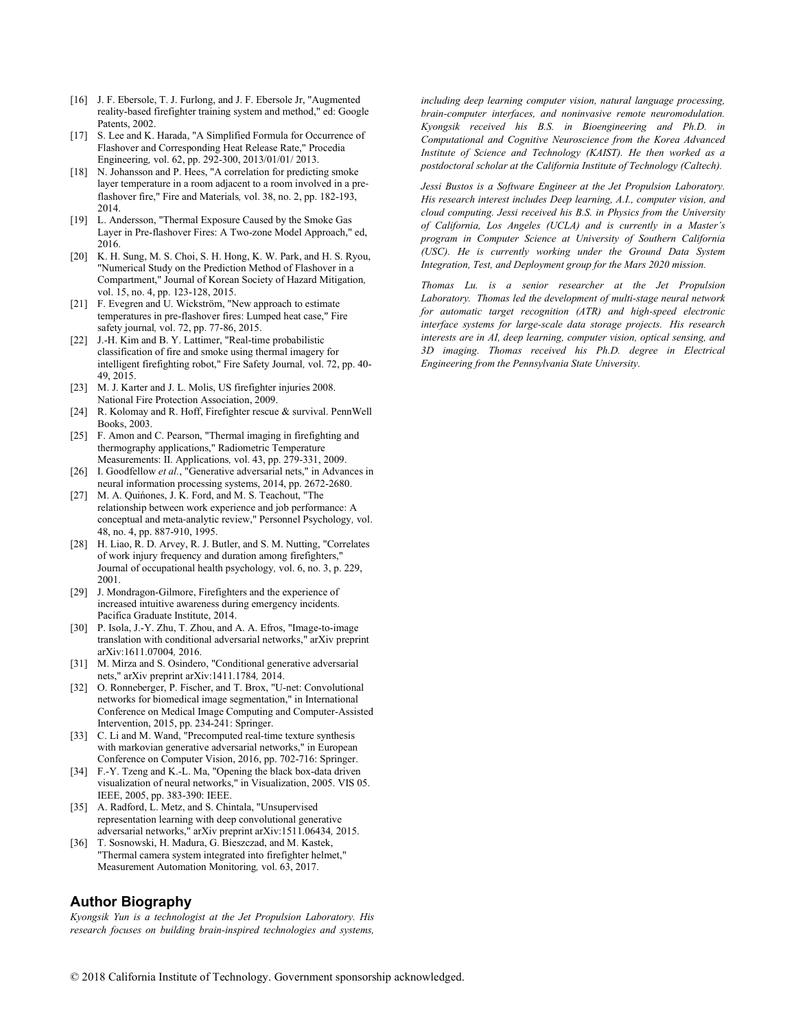[16] J. F. Ebersole, T. J. Furlong, and J. F. Ebersole Jr, "Augmented reality-based firefighter training system and method," ed: Google Patents, 2002.

[17] S. Lee and K. Harada, "A Simplified Formula for Occurrence of Flashover and Corresponding Heat Release Rate," Procedia Engineering, vol. 62, pp. 292-300, 2013/01/01/ 2013.

[18] N. Johansson and P. Hees, "A correlation for predicting smoke layer temperature in a room adjacent to a room involved in a pre-flashover fire," Fire and Materials, vol. 38, no. 2, pp. 182-193, 2014.

[19] L. Andersson, "Thermal Exposure Caused by the Smoke Gas Layer in Pre-flashover Fires: A Two-zone Model Approach," ed, 2016.

[20] K. H. Sung, M. S. Choi, S. H. Hong, K. W. Park, and H. S. Ryou, "Numerical Study on the Prediction Method of Flashover in a Compartment," Journal of Korean Society of Hazard Mitigation, vol. 15, no. 4, pp. 123-128, 2015.

[21] F. Evegren and U. Wickström, "New approach to estimate temperatures in pre-flashover fires: Lumped heat case," Fire safety journal, vol. 72, pp. 77-86, 2015.

[22] J.-H. Kim and B. Y. Lattimer, "Real-time probabilistic classification of fire and smoke using thermal imagery for intelligent firefighting robot," Fire Safety Journal, vol. 72, pp. 40-49, 2015.

[23] M. J. Karter and J. L. Molis, US firefighter injuries 2008. National Fire Protection Association, 2009.

[24] R. Kolomay and R. Hoff, Firefighter rescue & survival. PennWell Books, 2003.

[25] F. Amon and C. Pearson, "Thermal imaging in firefighting and thermography applications," Radiometric Temperature Measurements: II. Applications, vol. 43, pp. 279-331, 2009.

[26] I. Goodfellow *et al.*, "Generative adversarial nets," in Advances in neural information processing systems, 2014, pp. 2672-2680.

[27] M. A. Quińones, J. K. Ford, and M. S. Teachout, "The relationship between work experience and job performance: A conceptual and meta-analytic review," Personnel Psychology, vol. 48, no. 4, pp. 887-910, 1995.

[28] H. Liao, R. D. Arvey, R. J. Butler, and S. M. Nutting, "Correlates of work injury frequency and duration among firefighters," Journal of occupational health psychology, vol. 6, no. 3, p. 229, 2001.

[29] J. Mondragon-Gilmore, Firefighters and the experience of increased intuitive awareness during emergency incidents. Pacifica Graduate Institute, 2014.

[30] P. Isola, J.-Y. Zhu, T. Zhou, and A. A. Efros, "Image-to-image translation with conditional adversarial networks," arXiv preprint arXiv:1611.07004, 2016.

[31] M. Mirza and S. Osindero, "Conditional generative adversarial nets," arXiv preprint arXiv:1411.1784, 2014.

[32] O. Ronneberger, P. Fischer, and T. Brox, "U-net: Convolutional networks for biomedical image segmentation," in International Conference on Medical Image Computing and Computer-Assisted Intervention, 2015, pp. 234-241: Springer.

[33] C. Li and M. Wand, "Precomputed real-time texture synthesis with markovian generative adversarial networks," in European Conference on Computer Vision, 2016, pp. 702-716: Springer.

[34] F.-Y. Tzeng and K.-L. Ma, "Opening the black box-data driven visualization of neural networks," in Visualization, 2005. VIS 05. IEEE, 2005, pp. 383-390: IEEE.

[35] A. Radford, L. Metz, and S. Chintala, "Unsupervised representation learning with deep convolutional generative adversarial networks," arXiv preprint arXiv:1511.06434, 2015.

[36] T. Sosnowski, H. Madura, G. Bieszczad, and M. Kastek, "Thermal camera system integrated into firefighter helmet," Measurement Automation Monitoring, vol. 63, 2017.

## Author Biography

*Kyongsik Yun is a technologist at the Jet Propulsion Laboratory. His research focuses on building brain-inspired technologies and systems, including deep learning computer vision, natural language processing, brain-computer interfaces, and noninvasive remote neuromodulation. Kyongsik received his B.S. in Bioengineering and Ph.D. in Computational and Cognitive Neuroscience from the Korea Advanced Institute of Science and Technology (KAIST). He then worked as a postdoctoral scholar at the California Institute of Technology (Caltech).*

*Jessi Bustos is a Software Engineer at the Jet Propulsion Laboratory. His research interest includes Deep learning, A.I., computer vision, and cloud computing. Jessi received his B.S. in Physics from the University of California, Los Angeles (UCLA) and is currently in a Master's program in Computer Science at University of Southern California (USC). He is currently working under the Ground Data System Integration, Test, and Deployment group for the Mars 2020 mission.*

*Thomas Lu. is a senior researcher at the Jet Propulsion Laboratory. Thomas led the development of multi-stage neural network for automatic target recognition (ATR) and high-speed electronic interface systems for large-scale data storage projects. His research interests are in AI, deep learning, computer vision, optical sensing, and 3D imaging. Thomas received his Ph.D. degree in Electrical Engineering from the Pennsylvania State University.*

© 2018 California Institute of Technology. Government sponsorship acknowledged.